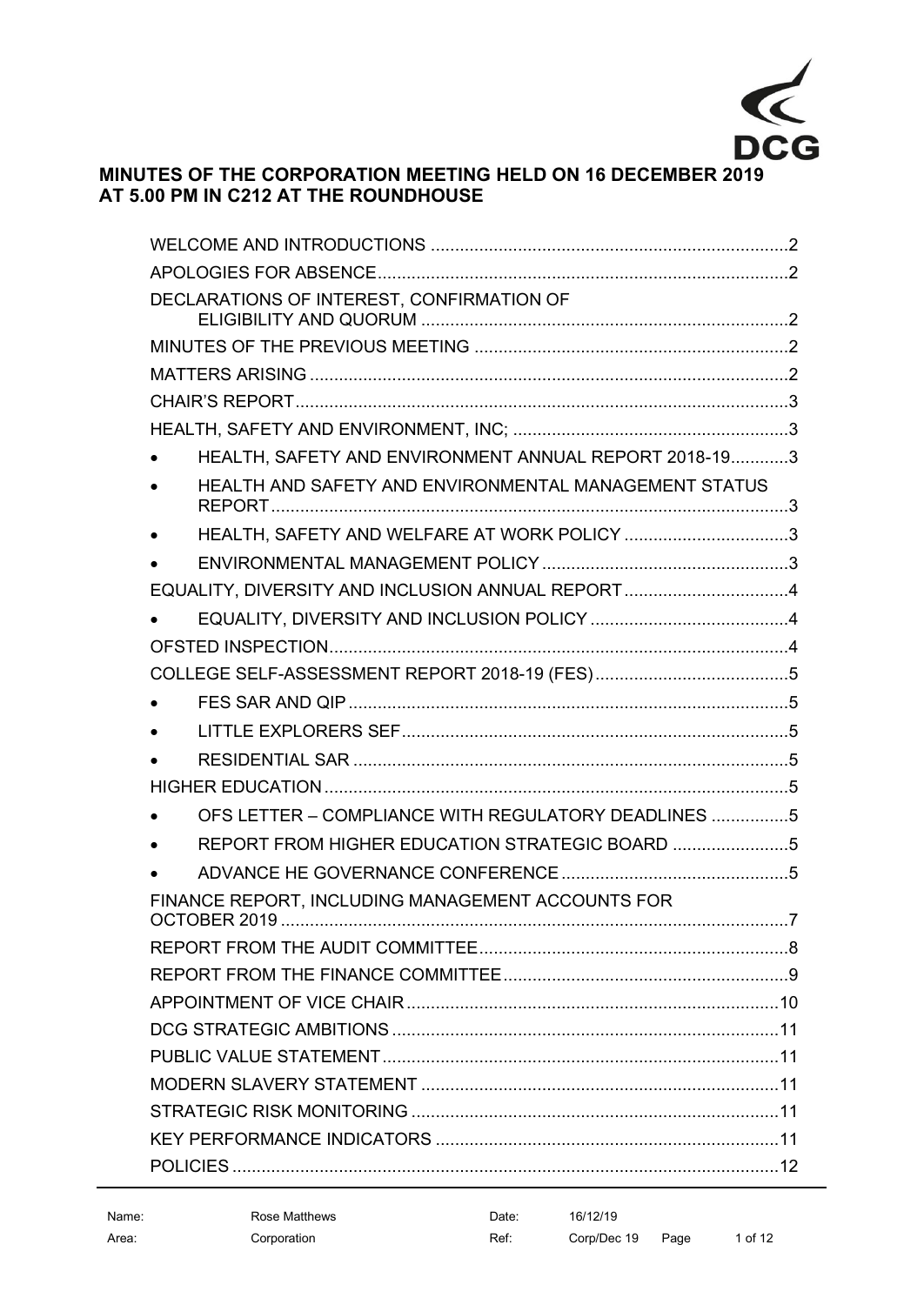# MINUTES OF THE CORPORATION MEETING HELD ON 16 DECEMBER 2019 AT 5.00 PM IN C212 AT THE ROUNDHOUSE

WELCOME AND INTRODUCTIONS ..... 2
APOLOGIES FOR ABSENCE ..... 2
DECLARATIONS OF INTEREST, CONFIRMATION OF ELIGIBILITY AND QUORUM ..... 2
MINUTES OF THE PREVIOUS MEETING ..... 2
MATTERS ARISING ..... 2
CHAIR'S REPORT ..... 3
HEALTH, SAFETY AND ENVIRONMENT, INC; ..... 3

- HEALTH, SAFETY AND ENVIRONMENT ANNUAL REPORT 2018-19 ..... 3
- HEALTH AND SAFETY AND ENVIRONMENTAL MANAGEMENT STATUS REPORT ..... 3
- HEALTH, SAFETY AND WELFARE AT WORK POLICY ..... 3
- ENVIRONMENTAL MANAGEMENT POLICY ..... 3

EQUALITY, DIVERSITY AND INCLUSION ANNUAL REPORT ..... 4

- EQUALITY, DIVERSITY AND INCLUSION POLICY ..... 4

OFSTED INSPECTION ..... 4
COLLEGE SELF-ASSESSMENT REPORT 2018-19 (FES) ..... 5

- FES SAR AND QIP ..... 5
- LITTLE EXPLORERS SEF ..... 5
- RESIDENTIAL SAR ..... 5

HIGHER EDUCATION ..... 5

- OFS LETTER – COMPLIANCE WITH REGULATORY DEADLINES ..... 5
- REPORT FROM HIGHER EDUCATION STRATEGIC BOARD ..... 5
- ADVANCE HE GOVERNANCE CONFERENCE ..... 5

FINANCE REPORT, INCLUDING MANAGEMENT ACCOUNTS FOR OCTOBER 2019 ..... 7
REPORT FROM THE AUDIT COMMITTEE ..... 8
REPORT FROM THE FINANCE COMMITTEE ..... 9
APPOINTMENT OF VICE CHAIR ..... 10
DCG STRATEGIC AMBITIONS ..... 11
PUBLIC VALUE STATEMENT ..... 11
MODERN SLAVERY STATEMENT ..... 11
STRATEGIC RISK MONITORING ..... 11
KEY PERFORMANCE INDICATORS ..... 11
POLICIES ..... 12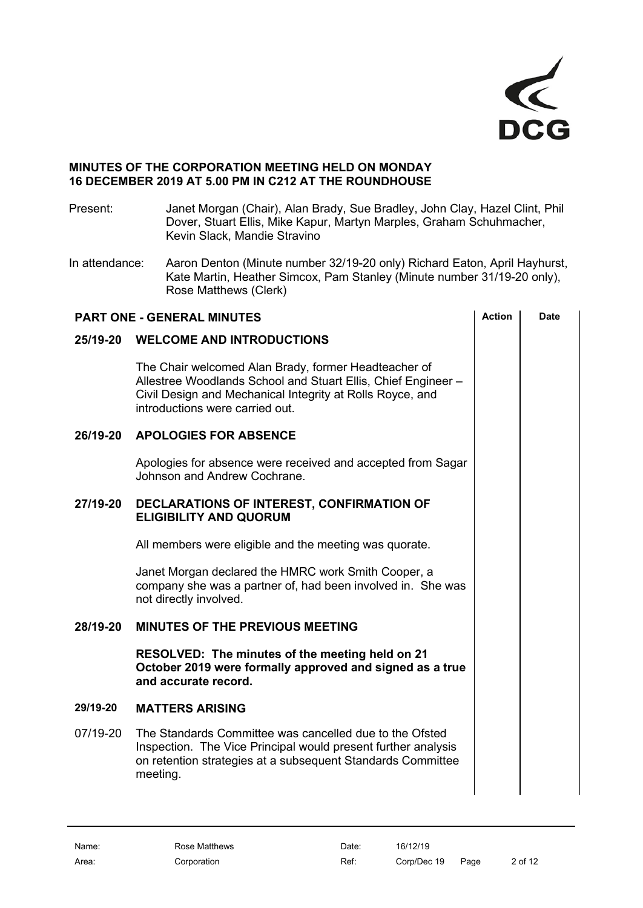**MINUTES OF THE CORPORATION MEETING HELD ON MONDAY 16 DECEMBER 2019 AT 5.00 PM IN C212 AT THE ROUNDHOUSE**

Present: Janet Morgan (Chair), Alan Brady, Sue Bradley, John Clay, Hazel Clint, Phil Dover, Stuart Ellis, Mike Kapur, Martyn Marples, Graham Schuhmacher, Kevin Slack, Mandie Stravino

In attendance: Aaron Denton (Minute number 32/19-20 only) Richard Eaton, April Hayhurst, Kate Martin, Heather Simcox, Pam Stanley (Minute number 31/19-20 only), Rose Matthews (Clerk)

| **PART ONE - GENERAL MINUTES** | | **Action** | **Date** |
|---|---|---|---|
| **25/19-20** | **WELCOME AND INTRODUCTIONS** | | |
| | The Chair welcomed Alan Brady, former Headteacher of Allestree Woodlands School and Stuart Ellis, Chief Engineer – Civil Design and Mechanical Integrity at Rolls Royce, and introductions were carried out. | | |
| **26/19-20** | **APOLOGIES FOR ABSENCE** | | |
| | Apologies for absence were received and accepted from Sagar Johnson and Andrew Cochrane. | | |
| **27/19-20** | **DECLARATIONS OF INTEREST, CONFIRMATION OF ELIGIBILITY AND QUORUM** | | |
| | All members were eligible and the meeting was quorate. | | |
| | Janet Morgan declared the HMRC work Smith Cooper, a company she was a partner of, had been involved in. She was not directly involved. | | |
| **28/19-20** | **MINUTES OF THE PREVIOUS MEETING** | | |
| | **RESOLVED: The minutes of the meeting held on 21 October 2019 were formally approved and signed as a true and accurate record.** | | |
| **29/19-20** | **MATTERS ARISING** | | |
| 07/19-20 | The Standards Committee was cancelled due to the Ofsted Inspection. The Vice Principal would present further analysis on retention strategies at a subsequent Standards Committee meeting. | | |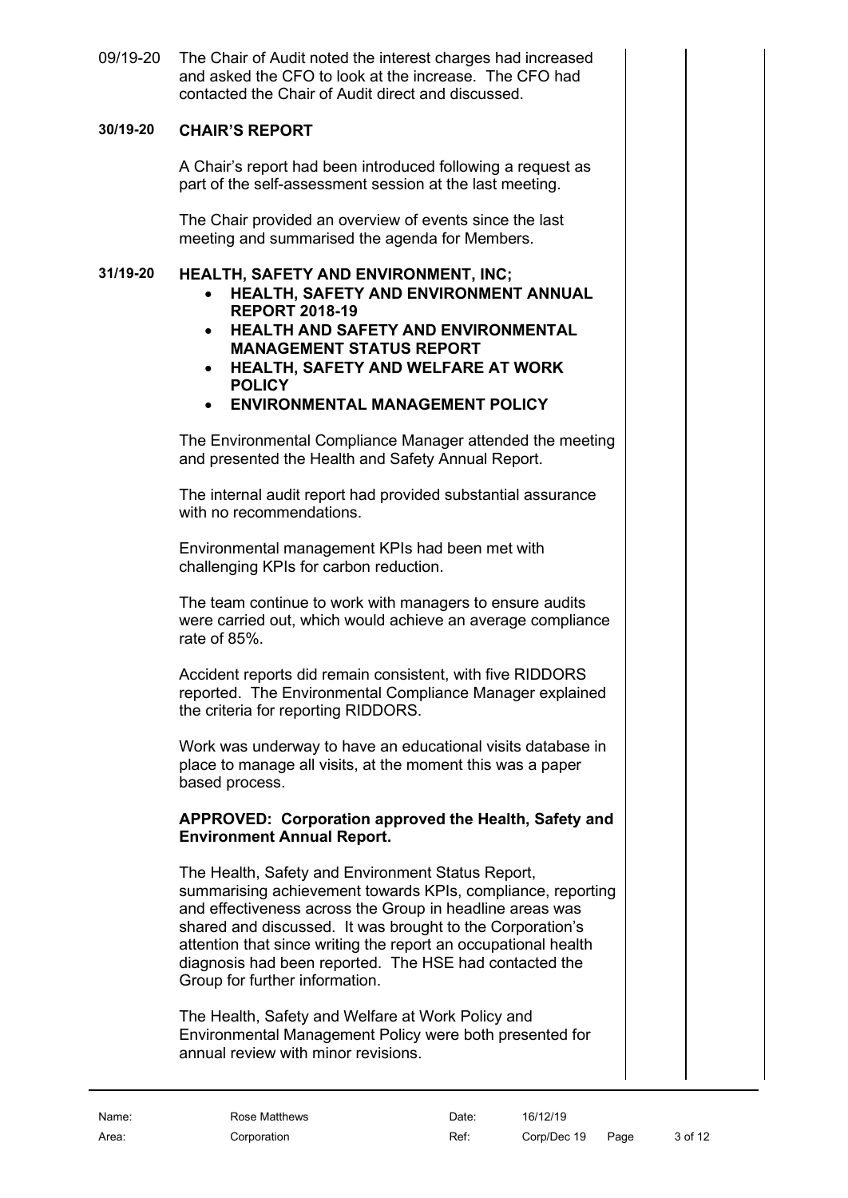09/19-20 The Chair of Audit noted the interest charges had increased and asked the CFO to look at the increase. The CFO had contacted the Chair of Audit direct and discussed.

## 30/19-20 CHAIR'S REPORT

A Chair's report had been introduced following a request as part of the self-assessment session at the last meeting.

The Chair provided an overview of events since the last meeting and summarised the agenda for Members.

## 31/19-20 HEALTH, SAFETY AND ENVIRONMENT, INC;

- **HEALTH, SAFETY AND ENVIRONMENT ANNUAL REPORT 2018-19**
- **HEALTH AND SAFETY AND ENVIRONMENTAL MANAGEMENT STATUS REPORT**
- **HEALTH, SAFETY AND WELFARE AT WORK POLICY**
- **ENVIRONMENTAL MANAGEMENT POLICY**

The Environmental Compliance Manager attended the meeting and presented the Health and Safety Annual Report.

The internal audit report had provided substantial assurance with no recommendations.

Environmental management KPIs had been met with challenging KPIs for carbon reduction.

The team continue to work with managers to ensure audits were carried out, which would achieve an average compliance rate of 85%.

Accident reports did remain consistent, with five RIDDORS reported. The Environmental Compliance Manager explained the criteria for reporting RIDDORS.

Work was underway to have an educational visits database in place to manage all visits, at the moment this was a paper based process.

**APPROVED: Corporation approved the Health, Safety and Environment Annual Report.**

The Health, Safety and Environment Status Report, summarising achievement towards KPIs, compliance, reporting and effectiveness across the Group in headline areas was shared and discussed. It was brought to the Corporation's attention that since writing the report an occupational health diagnosis had been reported. The HSE had contacted the Group for further information.

The Health, Safety and Welfare at Work Policy and Environmental Management Policy were both presented for annual review with minor revisions.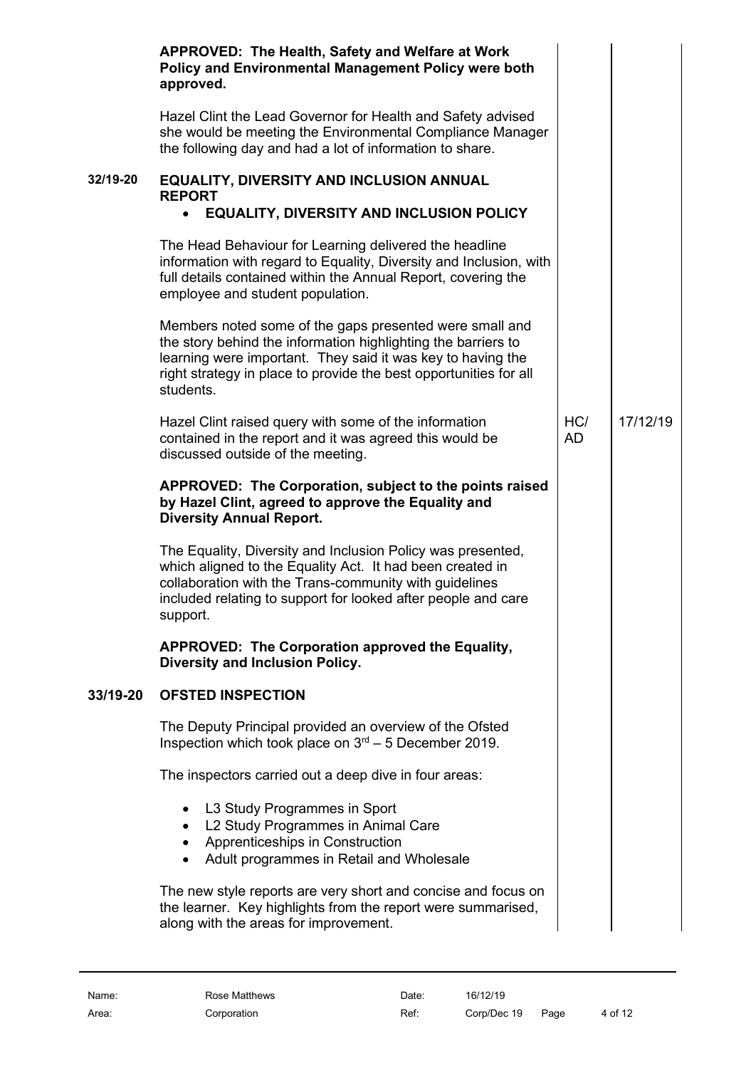**APPROVED: The Health, Safety and Welfare at Work Policy and Environmental Management Policy were both approved.**

Hazel Clint the Lead Governor for Health and Safety advised she would be meeting the Environmental Compliance Manager the following day and had a lot of information to share.

**32/19-20 EQUALITY, DIVERSITY AND INCLUSION ANNUAL REPORT**

- **EQUALITY, DIVERSITY AND INCLUSION POLICY**

The Head Behaviour for Learning delivered the headline information with regard to Equality, Diversity and Inclusion, with full details contained within the Annual Report, covering the employee and student population.

Members noted some of the gaps presented were small and the story behind the information highlighting the barriers to learning were important. They said it was key to having the right strategy in place to provide the best opportunities for all students.

| | Action | Date |
|---|---|---|
| Hazel Clint raised query with some of the information contained in the report and it was agreed this would be discussed outside of the meeting. | HC/ AD | 17/12/19 |

**APPROVED: The Corporation, subject to the points raised by Hazel Clint, agreed to approve the Equality and Diversity Annual Report.**

The Equality, Diversity and Inclusion Policy was presented, which aligned to the Equality Act. It had been created in collaboration with the Trans-community with guidelines included relating to support for looked after people and care support.

**APPROVED: The Corporation approved the Equality, Diversity and Inclusion Policy.**

**33/19-20 OFSTED INSPECTION**

The Deputy Principal provided an overview of the Ofsted Inspection which took place on 3rd – 5 December 2019.

The inspectors carried out a deep dive in four areas:

- L3 Study Programmes in Sport
- L2 Study Programmes in Animal Care
- Apprenticeships in Construction
- Adult programmes in Retail and Wholesale

The new style reports are very short and concise and focus on the learner. Key highlights from the report were summarised, along with the areas for improvement.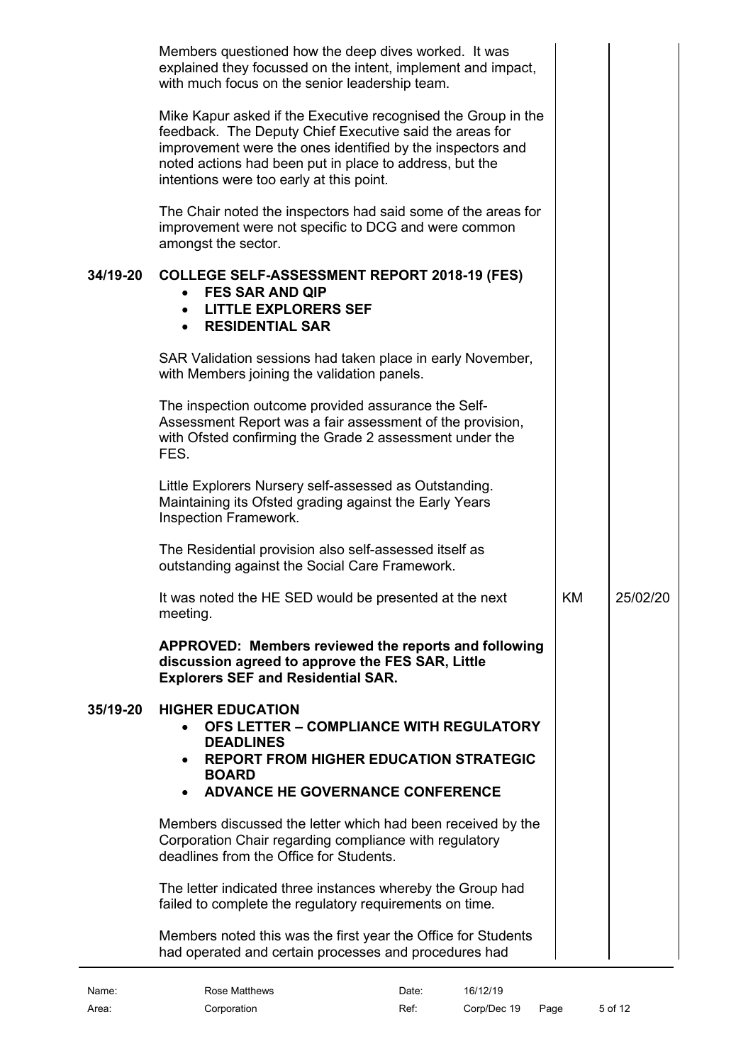Members questioned how the deep dives worked. It was explained they focussed on the intent, implement and impact, with much focus on the senior leadership team.

Mike Kapur asked if the Executive recognised the Group in the feedback. The Deputy Chief Executive said the areas for improvement were the ones identified by the inspectors and noted actions had been put in place to address, but the intentions were too early at this point.

The Chair noted the inspectors had said some of the areas for improvement were not specific to DCG and were common amongst the sector.

**34/19-20 COLLEGE SELF-ASSESSMENT REPORT 2018-19 (FES)**

- **FES SAR AND QIP**
- **LITTLE EXPLORERS SEF**
- **RESIDENTIAL SAR**

SAR Validation sessions had taken place in early November, with Members joining the validation panels.

The inspection outcome provided assurance the Self-Assessment Report was a fair assessment of the provision, with Ofsted confirming the Grade 2 assessment under the FES.

Little Explorers Nursery self-assessed as Outstanding. Maintaining its Ofsted grading against the Early Years Inspection Framework.

The Residential provision also self-assessed itself as outstanding against the Social Care Framework.

It was noted the HE SED would be presented at the next meeting. — KM — 25/02/20

**APPROVED: Members reviewed the reports and following discussion agreed to approve the FES SAR, Little Explorers SEF and Residential SAR.**

**35/19-20 HIGHER EDUCATION**

- **OFS LETTER – COMPLIANCE WITH REGULATORY DEADLINES**
- **REPORT FROM HIGHER EDUCATION STRATEGIC BOARD**
- **ADVANCE HE GOVERNANCE CONFERENCE**

Members discussed the letter which had been received by the Corporation Chair regarding compliance with regulatory deadlines from the Office for Students.

The letter indicated three instances whereby the Group had failed to complete the regulatory requirements on time.

Members noted this was the first year the Office for Students had operated and certain processes and procedures had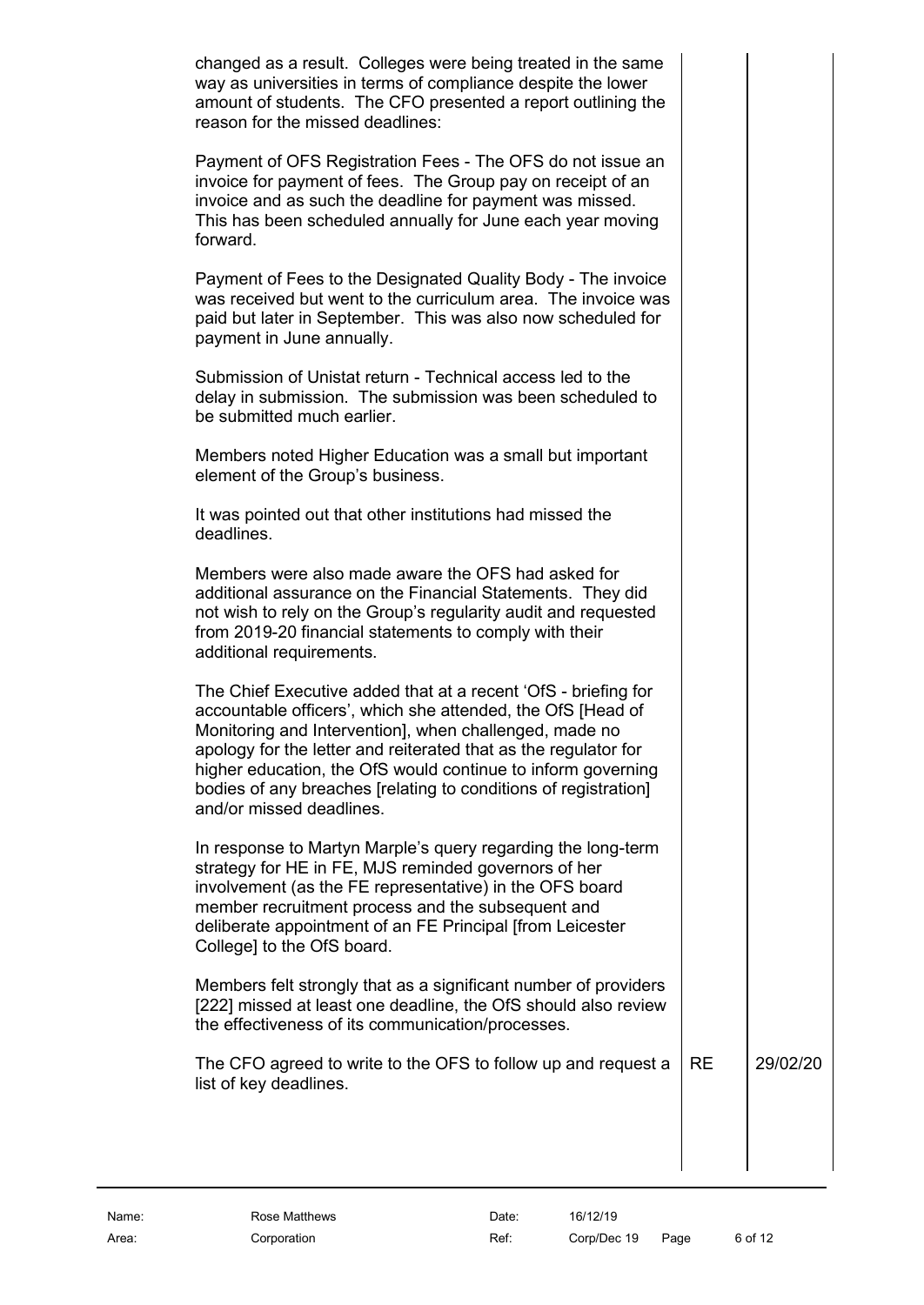changed as a result. Colleges were being treated in the same way as universities in terms of compliance despite the lower amount of students. The CFO presented a report outlining the reason for the missed deadlines:

Payment of OFS Registration Fees - The OFS do not issue an invoice for payment of fees. The Group pay on receipt of an invoice and as such the deadline for payment was missed. This has been scheduled annually for June each year moving forward.

Payment of Fees to the Designated Quality Body - The invoice was received but went to the curriculum area. The invoice was paid but later in September. This was also now scheduled for payment in June annually.

Submission of Unistat return - Technical access led to the delay in submission. The submission was been scheduled to be submitted much earlier.

Members noted Higher Education was a small but important element of the Group's business.

It was pointed out that other institutions had missed the deadlines.

Members were also made aware the OFS had asked for additional assurance on the Financial Statements. They did not wish to rely on the Group's regularity audit and requested from 2019-20 financial statements to comply with their additional requirements.

The Chief Executive added that at a recent 'OfS - briefing for accountable officers', which she attended, the OfS [Head of Monitoring and Intervention], when challenged, made no apology for the letter and reiterated that as the regulator for higher education, the OfS would continue to inform governing bodies of any breaches [relating to conditions of registration] and/or missed deadlines.

In response to Martyn Marple's query regarding the long-term strategy for HE in FE, MJS reminded governors of her involvement (as the FE representative) in the OFS board member recruitment process and the subsequent and deliberate appointment of an FE Principal [from Leicester College] to the OfS board.

Members felt strongly that as a significant number of providers [222] missed at least one deadline, the OfS should also review the effectiveness of its communication/processes.

| | | |
|---|---|---|
| The CFO agreed to write to the OFS to follow up and request a list of key deadlines. | RE | 29/02/20 |

| | | | | | |
|---|---|---|---|---|---|
| Name: | Rose Matthews | Date: | 16/12/19 | | |
| Area: | Corporation | Ref: | Corp/Dec 19 | Page | 6 of 12 |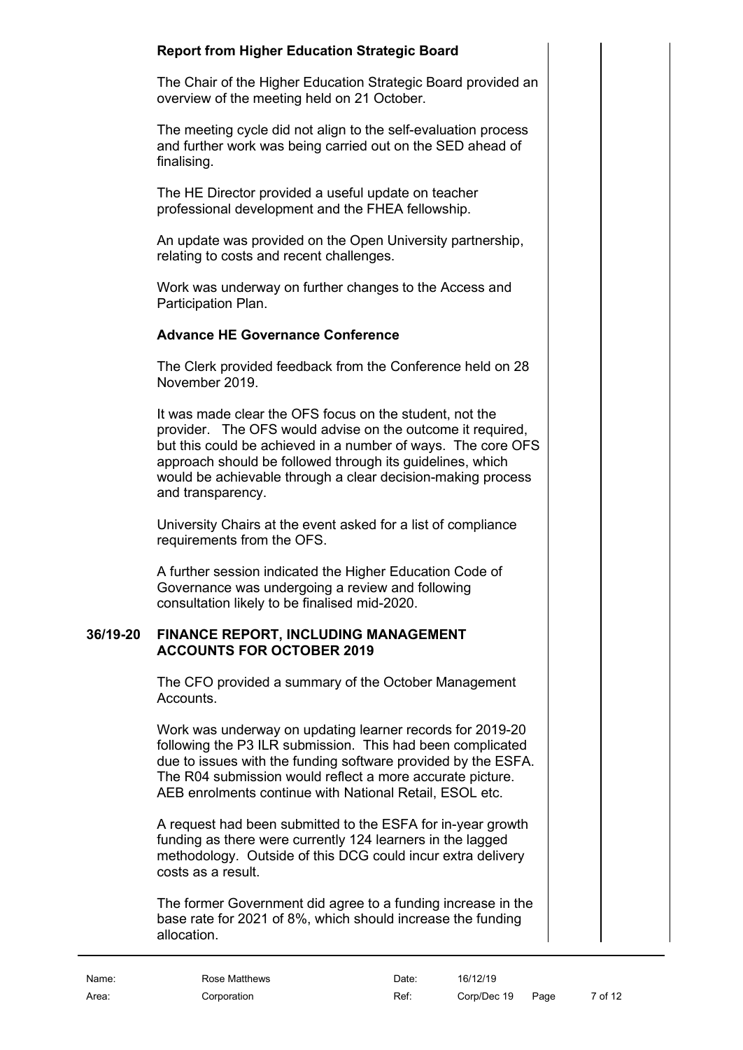**Report from Higher Education Strategic Board**

The Chair of the Higher Education Strategic Board provided an overview of the meeting held on 21 October.

The meeting cycle did not align to the self-evaluation process and further work was being carried out on the SED ahead of finalising.

The HE Director provided a useful update on teacher professional development and the FHEA fellowship.

An update was provided on the Open University partnership, relating to costs and recent challenges.

Work was underway on further changes to the Access and Participation Plan.

**Advance HE Governance Conference**

The Clerk provided feedback from the Conference held on 28 November 2019.

It was made clear the OFS focus on the student, not the provider. The OFS would advise on the outcome it required, but this could be achieved in a number of ways. The core OFS approach should be followed through its guidelines, which would be achievable through a clear decision-making process and transparency.

University Chairs at the event asked for a list of compliance requirements from the OFS.

A further session indicated the Higher Education Code of Governance was undergoing a review and following consultation likely to be finalised mid-2020.

## 36/19-20 FINANCE REPORT, INCLUDING MANAGEMENT ACCOUNTS FOR OCTOBER 2019

The CFO provided a summary of the October Management Accounts.

Work was underway on updating learner records for 2019-20 following the P3 ILR submission. This had been complicated due to issues with the funding software provided by the ESFA. The R04 submission would reflect a more accurate picture. AEB enrolments continue with National Retail, ESOL etc.

A request had been submitted to the ESFA for in-year growth funding as there were currently 124 learners in the lagged methodology. Outside of this DCG could incur extra delivery costs as a result.

The former Government did agree to a funding increase in the base rate for 2021 of 8%, which should increase the funding allocation.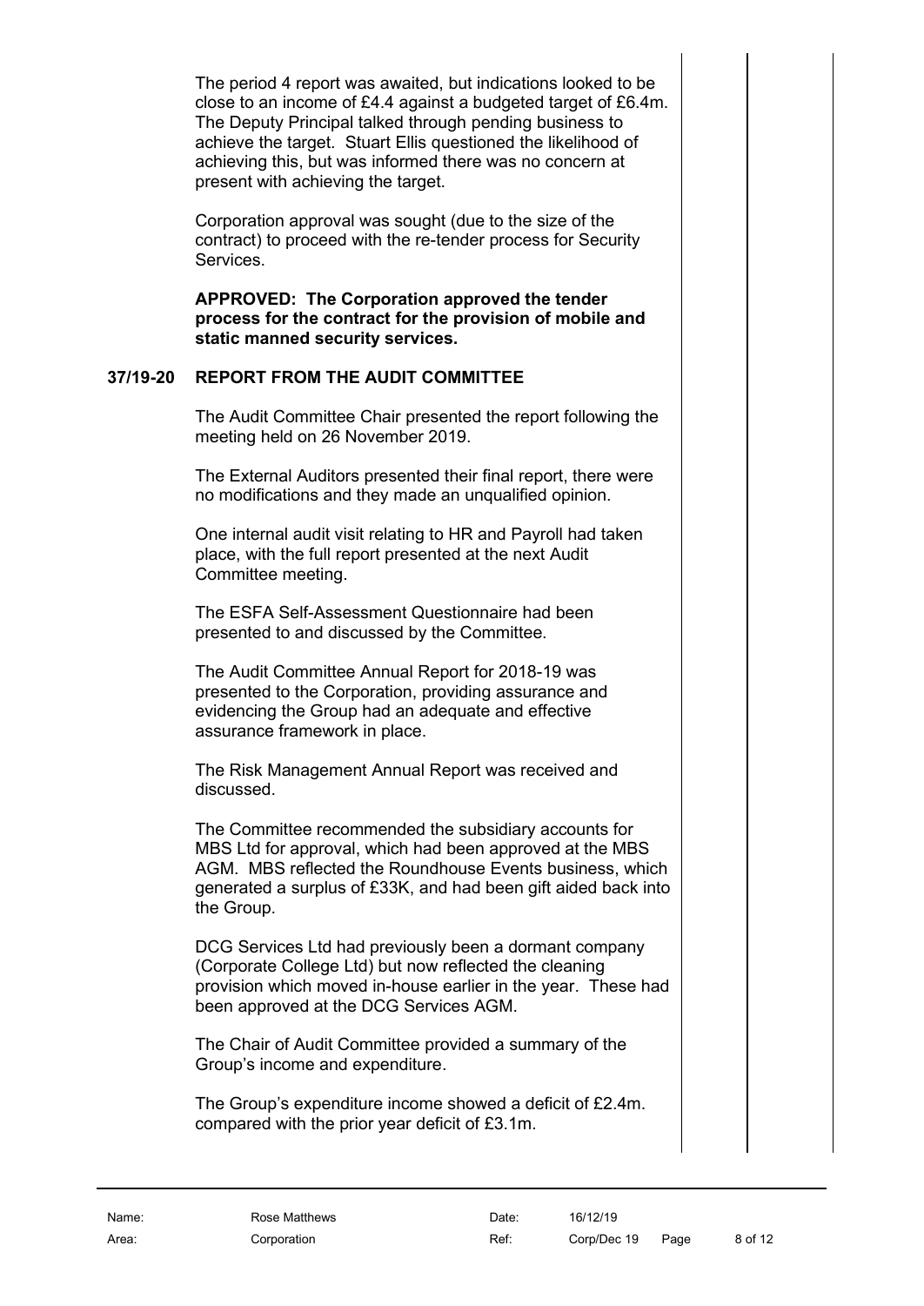The period 4 report was awaited, but indications looked to be close to an income of £4.4 against a budgeted target of £6.4m. The Deputy Principal talked through pending business to achieve the target. Stuart Ellis questioned the likelihood of achieving this, but was informed there was no concern at present with achieving the target.

Corporation approval was sought (due to the size of the contract) to proceed with the re-tender process for Security Services.

**APPROVED: The Corporation approved the tender process for the contract for the provision of mobile and static manned security services.**

## 37/19-20 REPORT FROM THE AUDIT COMMITTEE

The Audit Committee Chair presented the report following the meeting held on 26 November 2019.

The External Auditors presented their final report, there were no modifications and they made an unqualified opinion.

One internal audit visit relating to HR and Payroll had taken place, with the full report presented at the next Audit Committee meeting.

The ESFA Self-Assessment Questionnaire had been presented to and discussed by the Committee.

The Audit Committee Annual Report for 2018-19 was presented to the Corporation, providing assurance and evidencing the Group had an adequate and effective assurance framework in place.

The Risk Management Annual Report was received and discussed.

The Committee recommended the subsidiary accounts for MBS Ltd for approval, which had been approved at the MBS AGM. MBS reflected the Roundhouse Events business, which generated a surplus of £33K, and had been gift aided back into the Group.

DCG Services Ltd had previously been a dormant company (Corporate College Ltd) but now reflected the cleaning provision which moved in-house earlier in the year. These had been approved at the DCG Services AGM.

The Chair of Audit Committee provided a summary of the Group's income and expenditure.

The Group's expenditure income showed a deficit of £2.4m. compared with the prior year deficit of £3.1m.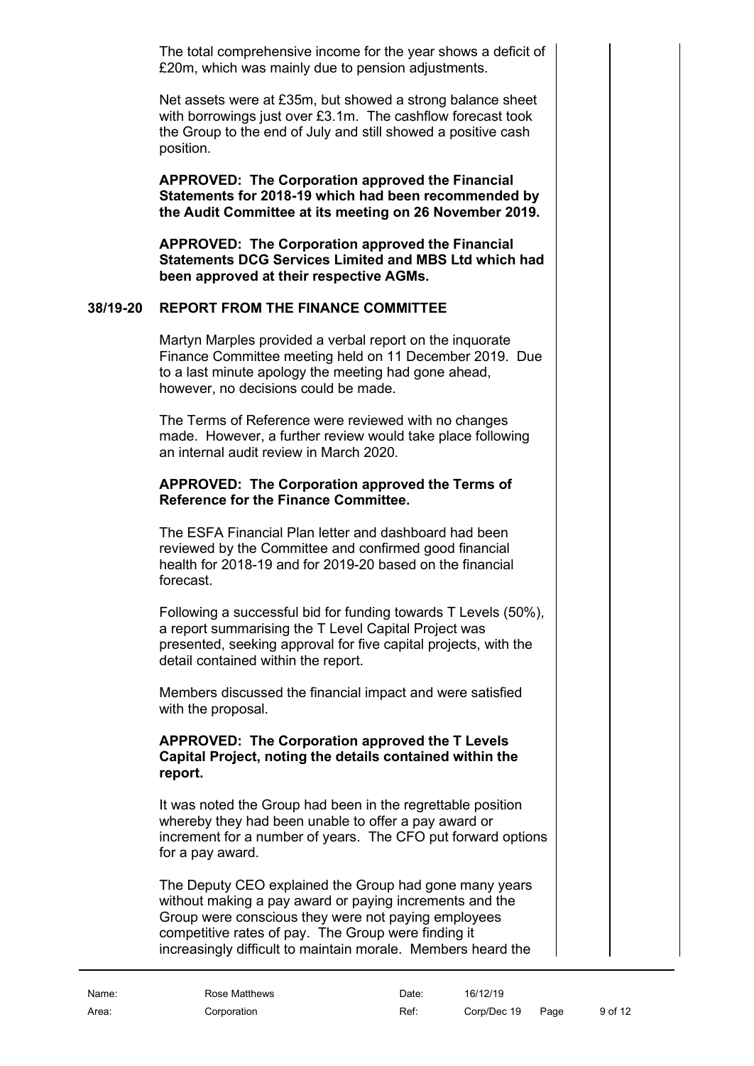The total comprehensive income for the year shows a deficit of £20m, which was mainly due to pension adjustments.

Net assets were at £35m, but showed a strong balance sheet with borrowings just over £3.1m. The cashflow forecast took the Group to the end of July and still showed a positive cash position.

**APPROVED: The Corporation approved the Financial Statements for 2018-19 which had been recommended by the Audit Committee at its meeting on 26 November 2019.**

**APPROVED: The Corporation approved the Financial Statements DCG Services Limited and MBS Ltd which had been approved at their respective AGMs.**

## 38/19-20 REPORT FROM THE FINANCE COMMITTEE

Martyn Marples provided a verbal report on the inquorate Finance Committee meeting held on 11 December 2019. Due to a last minute apology the meeting had gone ahead, however, no decisions could be made.

The Terms of Reference were reviewed with no changes made. However, a further review would take place following an internal audit review in March 2020.

**APPROVED: The Corporation approved the Terms of Reference for the Finance Committee.**

The ESFA Financial Plan letter and dashboard had been reviewed by the Committee and confirmed good financial health for 2018-19 and for 2019-20 based on the financial forecast.

Following a successful bid for funding towards T Levels (50%), a report summarising the T Level Capital Project was presented, seeking approval for five capital projects, with the detail contained within the report.

Members discussed the financial impact and were satisfied with the proposal.

**APPROVED: The Corporation approved the T Levels Capital Project, noting the details contained within the report.**

It was noted the Group had been in the regrettable position whereby they had been unable to offer a pay award or increment for a number of years. The CFO put forward options for a pay award.

The Deputy CEO explained the Group had gone many years without making a pay award or paying increments and the Group were conscious they were not paying employees competitive rates of pay. The Group were finding it increasingly difficult to maintain morale. Members heard the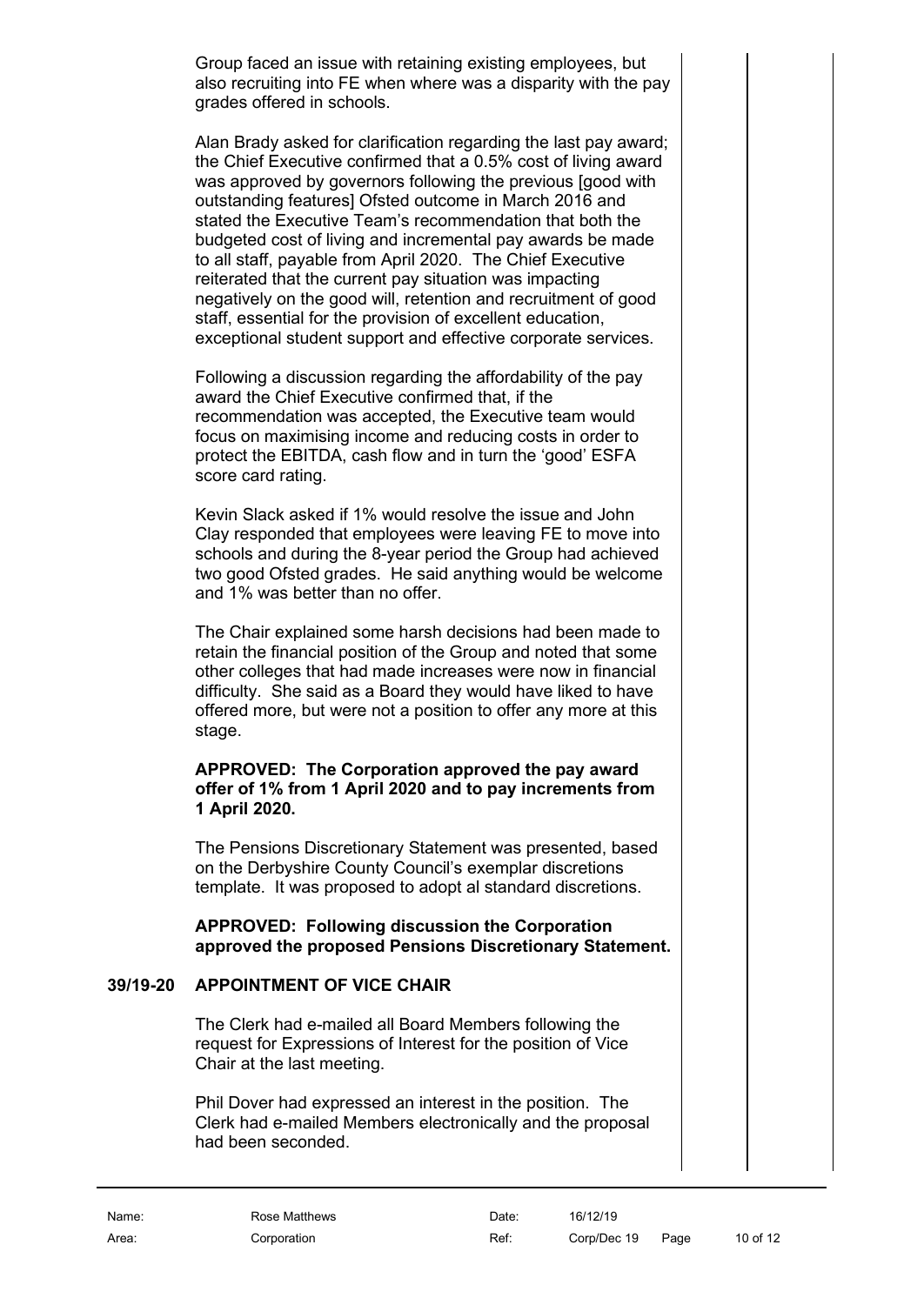Group faced an issue with retaining existing employees, but also recruiting into FE when where was a disparity with the pay grades offered in schools.

Alan Brady asked for clarification regarding the last pay award; the Chief Executive confirmed that a 0.5% cost of living award was approved by governors following the previous [good with outstanding features] Ofsted outcome in March 2016 and stated the Executive Team's recommendation that both the budgeted cost of living and incremental pay awards be made to all staff, payable from April 2020. The Chief Executive reiterated that the current pay situation was impacting negatively on the good will, retention and recruitment of good staff, essential for the provision of excellent education, exceptional student support and effective corporate services.

Following a discussion regarding the affordability of the pay award the Chief Executive confirmed that, if the recommendation was accepted, the Executive team would focus on maximising income and reducing costs in order to protect the EBITDA, cash flow and in turn the 'good' ESFA score card rating.

Kevin Slack asked if 1% would resolve the issue and John Clay responded that employees were leaving FE to move into schools and during the 8-year period the Group had achieved two good Ofsted grades. He said anything would be welcome and 1% was better than no offer.

The Chair explained some harsh decisions had been made to retain the financial position of the Group and noted that some other colleges that had made increases were now in financial difficulty. She said as a Board they would have liked to have offered more, but were not a position to offer any more at this stage.

**APPROVED: The Corporation approved the pay award offer of 1% from 1 April 2020 and to pay increments from 1 April 2020.**

The Pensions Discretionary Statement was presented, based on the Derbyshire County Council's exemplar discretions template. It was proposed to adopt al standard discretions.

**APPROVED: Following discussion the Corporation approved the proposed Pensions Discretionary Statement.**

## 39/19-20 APPOINTMENT OF VICE CHAIR

The Clerk had e-mailed all Board Members following the request for Expressions of Interest for the position of Vice Chair at the last meeting.

Phil Dover had expressed an interest in the position. The Clerk had e-mailed Members electronically and the proposal had been seconded.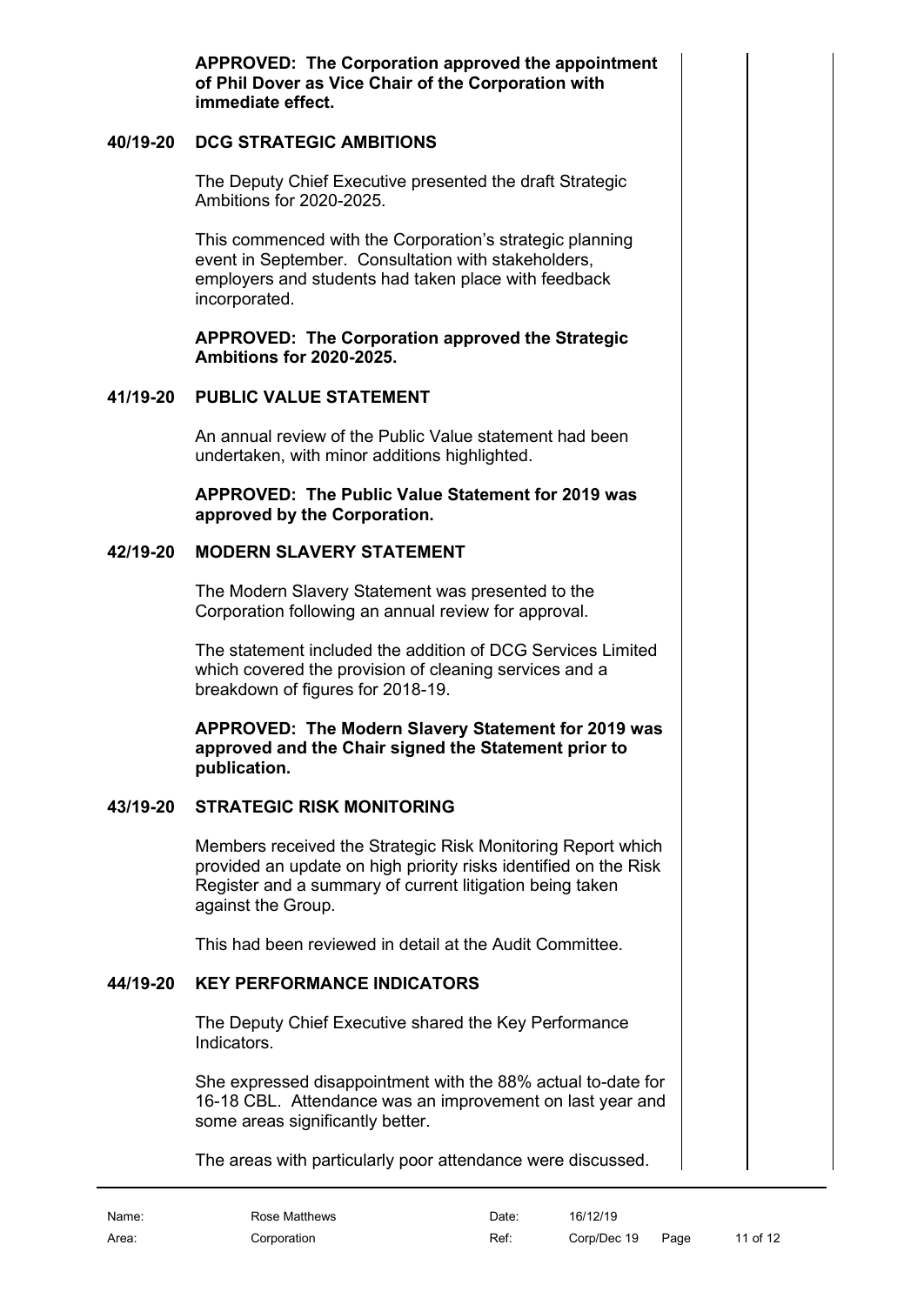**APPROVED: The Corporation approved the appointment of Phil Dover as Vice Chair of the Corporation with immediate effect.**

## 40/19-20 DCG STRATEGIC AMBITIONS

The Deputy Chief Executive presented the draft Strategic Ambitions for 2020-2025.

This commenced with the Corporation's strategic planning event in September. Consultation with stakeholders, employers and students had taken place with feedback incorporated.

**APPROVED: The Corporation approved the Strategic Ambitions for 2020-2025.**

## 41/19-20 PUBLIC VALUE STATEMENT

An annual review of the Public Value statement had been undertaken, with minor additions highlighted.

**APPROVED: The Public Value Statement for 2019 was approved by the Corporation.**

## 42/19-20 MODERN SLAVERY STATEMENT

The Modern Slavery Statement was presented to the Corporation following an annual review for approval.

The statement included the addition of DCG Services Limited which covered the provision of cleaning services and a breakdown of figures for 2018-19.

**APPROVED: The Modern Slavery Statement for 2019 was approved and the Chair signed the Statement prior to publication.**

## 43/19-20 STRATEGIC RISK MONITORING

Members received the Strategic Risk Monitoring Report which provided an update on high priority risks identified on the Risk Register and a summary of current litigation being taken against the Group.

This had been reviewed in detail at the Audit Committee.

## 44/19-20 KEY PERFORMANCE INDICATORS

The Deputy Chief Executive shared the Key Performance Indicators.

She expressed disappointment with the 88% actual to-date for 16-18 CBL. Attendance was an improvement on last year and some areas significantly better.

The areas with particularly poor attendance were discussed.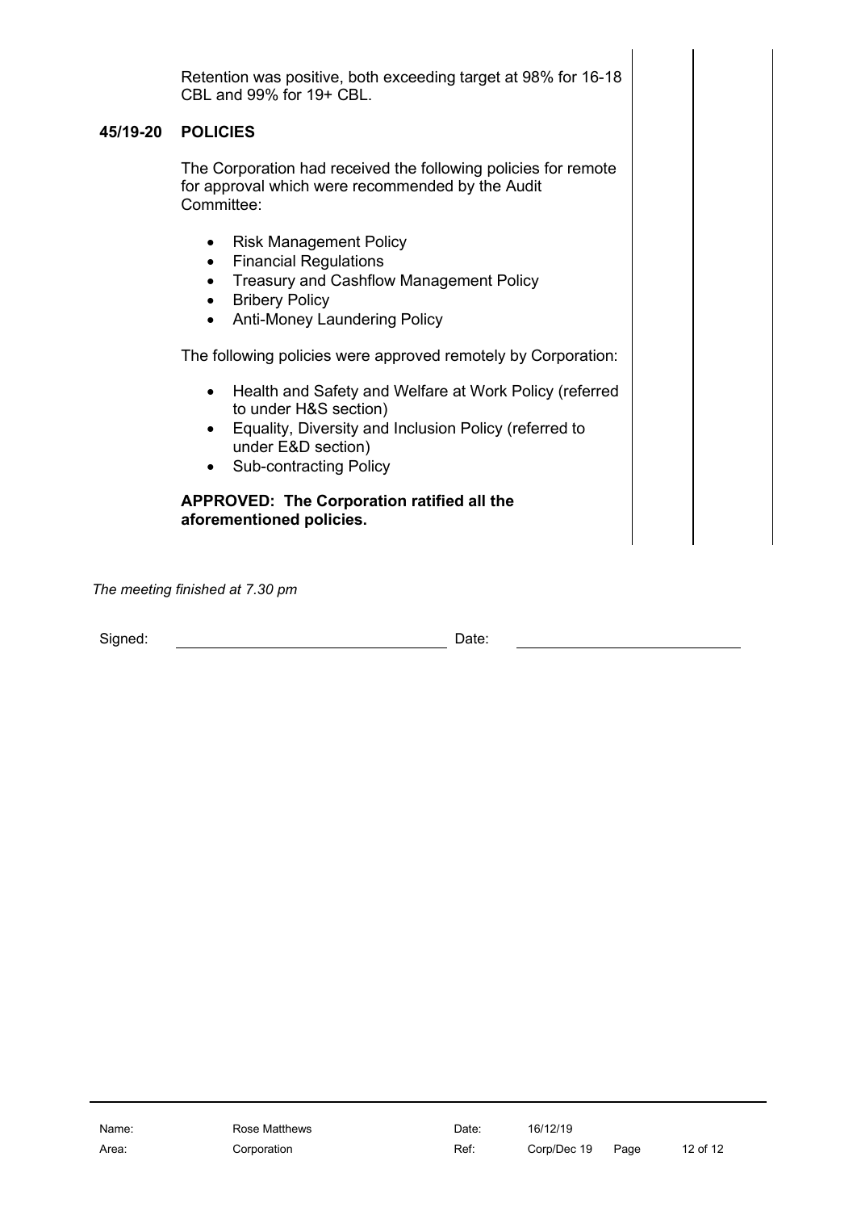Retention was positive, both exceeding target at 98% for 16-18 CBL and 99% for 19+ CBL.

**45/19-20 POLICIES**

The Corporation had received the following policies for remote for approval which were recommended by the Audit Committee:

- Risk Management Policy
- Financial Regulations
- Treasury and Cashflow Management Policy
- Bribery Policy
- Anti-Money Laundering Policy

The following policies were approved remotely by Corporation:

- Health and Safety and Welfare at Work Policy (referred to under H&S section)
- Equality, Diversity and Inclusion Policy (referred to under E&D section)
- Sub-contracting Policy

**APPROVED: The Corporation ratified all the aforementioned policies.**

*The meeting finished at 7.30 pm*

Signed: ______________________________ Date: ________________________